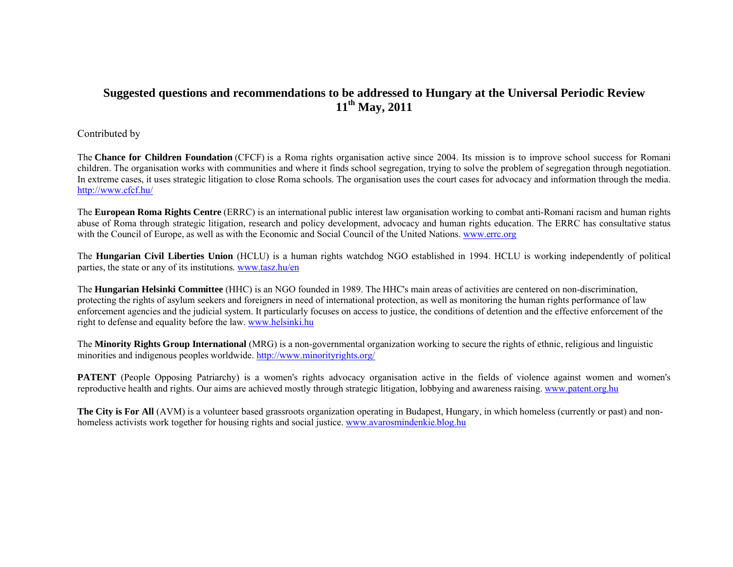# Suggested questions and recommendations to be addressed to Hungary at the Universal Periodic Review 11th May, 2011

Contributed by

The **Chance for Children Foundation** (CFCF) is a Roma rights organisation active since 2004. Its mission is to improve school success for Romani children. The organisation works with communities and where it finds school segregation, trying to solve the problem of segregation through negotiation. In extreme cases, it uses strategic litigation to close Roma schools. The organisation uses the court cases for advocacy and information through the media. http://www.cfcf.hu/

The **European Roma Rights Centre** (ERRC) is an international public interest law organisation working to combat anti-Romani racism and human rights abuse of Roma through strategic litigation, research and policy development, advocacy and human rights education. The ERRC has consultative status with the Council of Europe, as well as with the Economic and Social Council of the United Nations. www.errc.org

The **Hungarian Civil Liberties Union** (HCLU) is a human rights watchdog NGO established in 1994. HCLU is working independently of political parties, the state or any of its institutions. www.tasz.hu/en

The **Hungarian Helsinki Committee** (HHC) is an NGO founded in 1989. The HHC's main areas of activities are centered on non-discrimination, protecting the rights of asylum seekers and foreigners in need of international protection, as well as monitoring the human rights performance of law enforcement agencies and the judicial system. It particularly focuses on access to justice, the conditions of detention and the effective enforcement of the right to defense and equality before the law. www.helsinki.hu

The **Minority Rights Group International** (MRG) is a non-governmental organization working to secure the rights of ethnic, religious and linguistic minorities and indigenous peoples worldwide. http://www.minorityrights.org/

**PATENT** (People Opposing Patriarchy) is a women's rights advocacy organisation active in the fields of violence against women and women's reproductive health and rights. Our aims are achieved mostly through strategic litigation, lobbying and awareness raising. www.patent.org.hu

**The City is For All** (AVM) is a volunteer based grassroots organization operating in Budapest, Hungary, in which homeless (currently or past) and non-homeless activists work together for housing rights and social justice. www.avarosmindenkie.blog.hu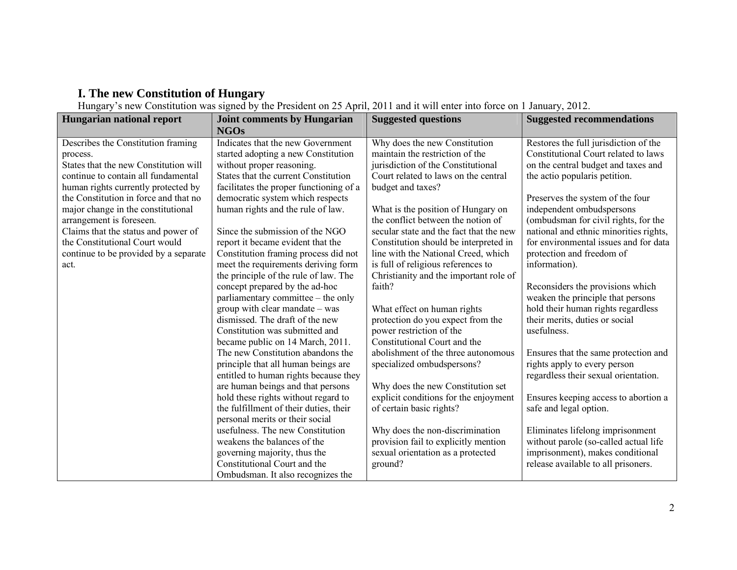## I. The new Constitution of Hungary

Hungary's new Constitution was signed by the President on 25 April, 2011 and it will enter into force on 1 January, 2012.

| Hungarian national report | Joint comments by Hungarian NGOs | Suggested questions | Suggested recommendations |
|---|---|---|---|
| Describes the Constitution framing process.<br>States that the new Constitution will continue to contain all fundamental human rights currently protected by the Constitution in force and that no major change in the constitutional arrangement is foreseen.<br>Claims that the status and power of the Constitutional Court would continue to be provided by a separate act. | Indicates that the new Government started adopting a new Constitution without proper reasoning.<br>States that the current Constitution facilitates the proper functioning of a democratic system which respects human rights and the rule of law.<br><br>Since the submission of the NGO report it became evident that the Constitution framing process did not meet the requirements deriving form the principle of the rule of law. The concept prepared by the ad-hoc parliamentary committee – the only group with clear mandate – was dismissed. The draft of the new Constitution was submitted and became public on 14 March, 2011. The new Constitution abandons the principle that all human beings are entitled to human rights because they are human beings and that persons hold these rights without regard to the fulfillment of their duties, their personal merits or their social usefulness. The new Constitution weakens the balances of the governing majority, thus the Constitutional Court and the Ombudsman. It also recognizes the | Why does the new Constitution maintain the restriction of the jurisdiction of the Constitutional Court related to laws on the central budget and taxes?<br><br>What is the position of Hungary on the conflict between the notion of secular state and the fact that the new Constitution should be interpreted in line with the National Creed, which is full of religious references to Christianity and the important role of faith?<br><br>What effect on human rights protection do you expect from the power restriction of the Constitutional Court and the abolishment of the three autonomous specialized ombudspersons?<br><br>Why does the new Constitution set explicit conditions for the enjoyment of certain basic rights?<br><br>Why does the non-discrimination provision fail to explicitly mention sexual orientation as a protected ground? | Restores the full jurisdiction of the Constitutional Court related to laws on the central budget and taxes and the actio popularis petition.<br><br>Preserves the system of the four independent ombudspersons (ombudsman for civil rights, for the national and ethnic minorities rights, for environmental issues and for data protection and freedom of information).<br><br>Reconsiders the provisions which weaken the principle that persons hold their human rights regardless their merits, duties or social usefulness.<br><br>Ensures that the same protection and rights apply to every person regardless their sexual orientation.<br><br>Ensures keeping access to abortion a safe and legal option.<br><br>Eliminates lifelong imprisonment without parole (so-called actual life imprisonment), makes conditional release available to all prisoners. |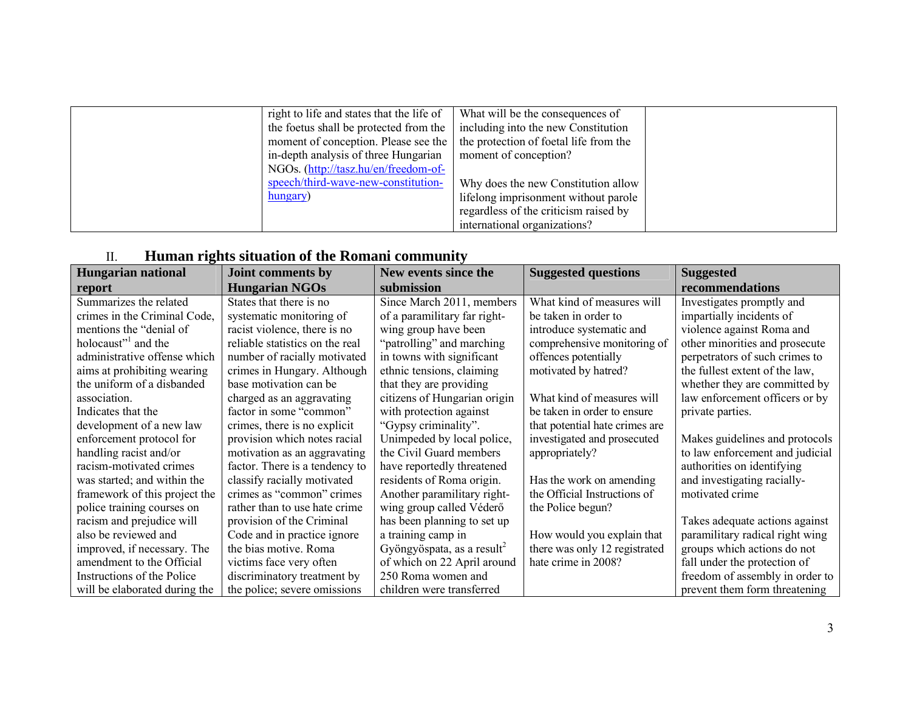| | right to life and states that the life of the foetus shall be protected from the moment of conception. Please see the in-depth analysis of three Hungarian NGOs. (http://tasz.hu/en/freedom-of-speech/third-wave-new-constitution-hungary) | What will be the consequences of including into the new Constitution the protection of foetal life from the moment of conception?<br><br>Why does the new Constitution allow lifelong imprisonment without parole regardless of the criticism raised by international organizations? | |
|---|---|---|---|

## II. Human rights situation of the Romani community

| Hungarian national report | Joint comments by Hungarian NGOs | New events since the submission | Suggested questions | Suggested recommendations |
|---|---|---|---|---|
| Summarizes the related crimes in the Criminal Code, mentions the "denial of holocaust"[1] and the administrative offense which aims at prohibiting wearing the uniform of a disbanded association.<br>Indicates that the development of a new law enforcement protocol for handling racist and/or racism-motivated crimes was started; and within the framework of this project the police training courses on racism and prejudice will also be reviewed and improved, if necessary. The amendment to the Official Instructions of the Police will be elaborated during the | States that there is no systematic monitoring of racist violence, there is no reliable statistics on the real number of racially motivated crimes in Hungary. Although base motivation can be charged as an aggravating factor in some "common" crimes, there is no explicit provision which notes racial motivation as an aggravating factor. There is a tendency to classify racially motivated crimes as "common" crimes rather than to use hate crime provision of the Criminal Code and in practice ignore the bias motive. Roma victims face very often discriminatory treatment by the police; severe omissions | Since March 2011, members of a paramilitary far right-wing group have been "patrolling" and marching in towns with significant ethnic tensions, claiming that they are providing citizens of Hungarian origin with protection against "Gypsy criminality". Unimpeded by local police, the Civil Guard members have reportedly threatened residents of Roma origin. Another paramilitary right-wing group called Véderő has been planning to set up a training camp in Gyöngyöspata, as a result[2] of which on 22 April around 250 Roma women and children were transferred | What kind of measures will be taken in order to introduce systematic and comprehensive monitoring of offences potentially motivated by hatred?<br><br>What kind of measures will be taken in order to ensure that potential hate crimes are investigated and prosecuted appropriately?<br><br>Has the work on amending the Official Instructions of the Police begun?<br><br>How would you explain that there was only 12 registrated hate crime in 2008? | Investigates promptly and impartially incidents of violence against Roma and other minorities and prosecute perpetrators of such crimes to the fullest extent of the law, whether they are committed by law enforcement officers or by private parties.<br><br>Makes guidelines and protocols to law enforcement and judicial authorities on identifying and investigating racially-motivated crime<br><br>Takes adequate actions against paramilitary radical right wing groups which actions do not fall under the protection of freedom of assembly in order to prevent them form threatening |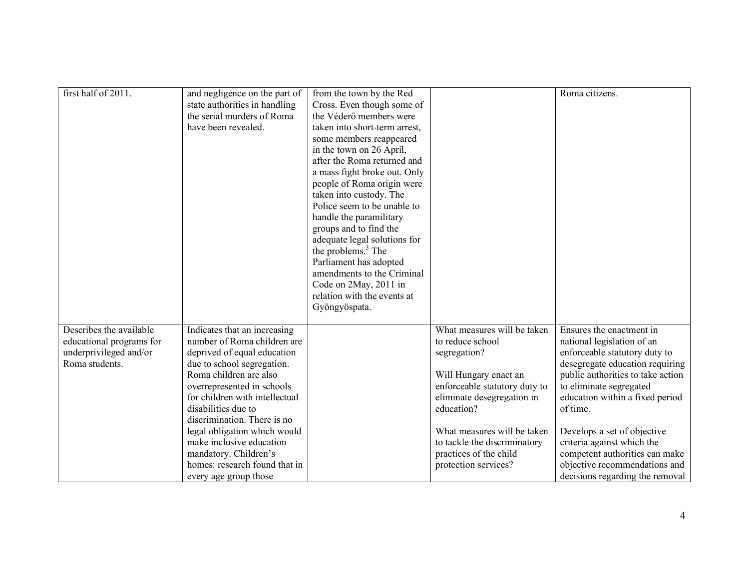| | | | | |
|---|---|---|---|---|
| first half of 2011. | and negligence on the part of state authorities in handling the serial murders of Roma have been revealed. | from the town by the Red Cross. Even though some of the Véderő members were taken into short-term arrest, some members reappeared in the town on 26 April, after the Roma returned and a mass fight broke out. Only people of Roma origin were taken into custody. The Police seem to be unable to handle the paramilitary groups and to find the adequate legal solutions for the problems.[3] The Parliament has adopted amendments to the Criminal Code on 2May, 2011 in relation with the events at Gyöngyöspata. | | Roma citizens. |
| Describes the available educational programs for underprivileged and/or Roma students. | Indicates that an increasing number of Roma children are deprived of equal education due to school segregation. Roma children are also overrepresented in schools for children with intellectual disabilities due to discrimination. There is no legal obligation which would make inclusive education mandatory. Children's homes: research found that in every age group those | | What measures will be taken to reduce school segregation?<br><br>Will Hungary enact an enforceable statutory duty to eliminate desegregation in education?<br><br>What measures will be taken to tackle the discriminatory practices of the child protection services? | Ensures the enactment in national legislation of an enforceable statutory duty to desegregate education requiring public authorities to take action to eliminate segregated education within a fixed period of time.<br><br>Develops a set of objective criteria against which the competent authorities can make objective recommendations and decisions regarding the removal |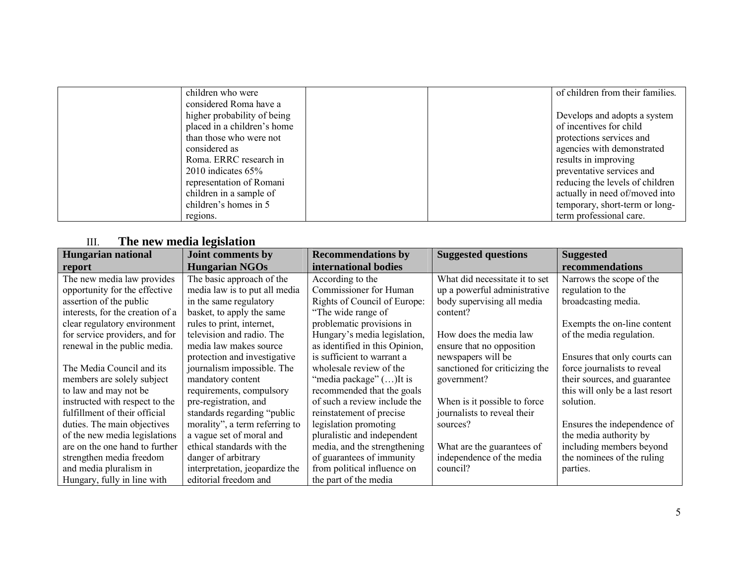| | | | | |
|---|---|---|---|---|
| | children who were considered Roma have a higher probability of being placed in a children's home than those who were not considered as Roma. ERRC research in 2010 indicates 65% representation of Romani children in a sample of children's homes in 5 regions. | | | of children from their families.<br><br>Develops and adopts a system of incentives for child protections services and agencies with demonstrated results in improving preventative services and reducing the levels of children actually in need of/moved into temporary, short-term or long-term professional care. |

## III. The new media legislation

| Hungarian national report | Joint comments by Hungarian NGOs | Recommendations by international bodies | Suggested questions | Suggested recommendations |
|---|---|---|---|---|
| The new media law provides opportunity for the effective assertion of the public interests, for the creation of a clear regulatory environment for service providers, and for renewal in the public media.<br><br>The Media Council and its members are solely subject to law and may not be instructed with respect to the fulfillment of their official duties. The main objectives of the new media legislations are on the one hand to further strengthen media freedom and media pluralism in Hungary, fully in line with | The basic approach of the media law is to put all media in the same regulatory basket, to apply the same rules to print, internet, television and radio. The media law makes source protection and investigative journalism impossible. The mandatory content requirements, compulsory pre-registration, and standards regarding "public morality", a term referring to a vague set of moral and ethical standards with the danger of arbitrary interpretation, jeopardize the editorial freedom and | According to the Commissioner for Human Rights of Council of Europe: "The wide range of problematic provisions in Hungary's media legislation, as identified in this Opinion, is sufficient to warrant a wholesale review of the "media package" (…)It is recommended that the goals of such a review include the reinstatement of precise legislation promoting pluralistic and independent media, and the strengthening of guarantees of immunity from political influence on the part of the media | What did necessitate it to set up a powerful administrative body supervising all media content?<br><br>How does the media law ensure that no opposition newspapers will be sanctioned for criticizing the government?<br><br>When is it possible to force journalists to reveal their sources?<br><br>What are the guarantees of independence of the media council? | Narrows the scope of the regulation to the broadcasting media.<br><br>Exempts the on-line content of the media regulation.<br><br>Ensures that only courts can force journalists to reveal their sources, and guarantee this will only be a last resort solution.<br><br>Ensures the independence of the media authority by including members beyond the nominees of the ruling parties. |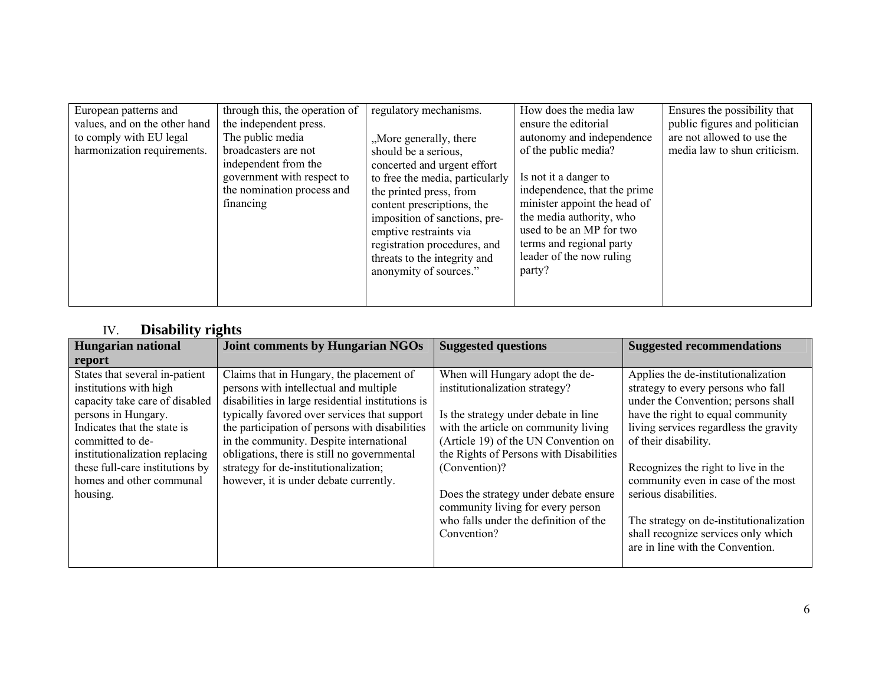| | | | | |
|---|---|---|---|---|
| European patterns and values, and on the other hand to comply with EU legal harmonization requirements. | through this, the operation of the independent press. The public media broadcasters are not independent from the government with respect to the nomination process and financing | regulatory mechanisms. „More generally, there should be a serious, concerted and urgent effort to free the media, particularly the printed press, from content prescriptions, the imposition of sanctions, pre-emptive restraints via registration procedures, and threats to the integrity and anonymity of sources." | How does the media law ensure the editorial autonomy and independence of the public media? Is not it a danger to independence, that the prime minister appoint the head of the media authority, who used to be an MP for two terms and regional party leader of the now ruling party? | Ensures the possibility that public figures and politician are not allowed to use the media law to shun criticism. |

## IV. Disability rights

| Hungarian national report | Joint comments by Hungarian NGOs | Suggested questions | Suggested recommendations |
|---|---|---|---|
| States that several in-patient institutions with high capacity take care of disabled persons in Hungary. Indicates that the state is committed to de-institutionalization replacing these full-care institutions by homes and other communal housing. | Claims that in Hungary, the placement of persons with intellectual and multiple disabilities in large residential institutions is typically favored over services that support the participation of persons with disabilities in the community. Despite international obligations, there is still no governmental strategy for de-institutionalization; however, it is under debate currently. | When will Hungary adopt the de-institutionalization strategy? Is the strategy under debate in line with the article on community living (Article 19) of the UN Convention on the Rights of Persons with Disabilities (Convention)? Does the strategy under debate ensure community living for every person who falls under the definition of the Convention? | Applies the de-institutionalization strategy to every persons who fall under the Convention; persons shall have the right to equal community living services regardless the gravity of their disability. Recognizes the right to live in the community even in case of the most serious disabilities. The strategy on de-institutionalization shall recognize services only which are in line with the Convention. |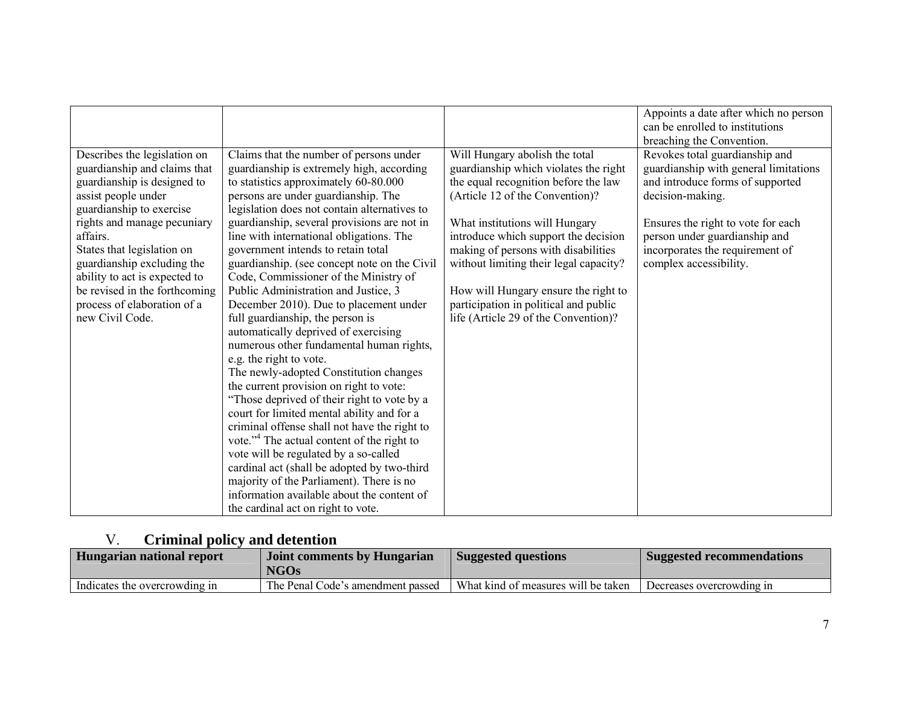| | | | |
|---|---|---|---|
| | | | Appoints a date after which no person can be enrolled to institutions breaching the Convention. |
| Describes the legislation on guardianship and claims that guardianship is designed to assist people under guardianship to exercise rights and manage pecuniary affairs.<br>States that legislation on guardianship excluding the ability to act is expected to be revised in the forthcoming process of elaboration of a new Civil Code. | Claims that the number of persons under guardianship is extremely high, according to statistics approximately 60-80.000 persons are under guardianship. The legislation does not contain alternatives to guardianship, several provisions are not in line with international obligations. The government intends to retain total guardianship. (see concept note on the Civil Code, Commissioner of the Ministry of Public Administration and Justice, 3 December 2010). Due to placement under full guardianship, the person is automatically deprived of exercising numerous other fundamental human rights, e.g. the right to vote.<br>The newly-adopted Constitution changes the current provision on right to vote: "Those deprived of their right to vote by a court for limited mental ability and for a criminal offense shall not have the right to vote."[4] The actual content of the right to vote will be regulated by a so-called cardinal act (shall be adopted by two-third majority of the Parliament). There is no information available about the content of the cardinal act on right to vote. | Will Hungary abolish the total guardianship which violates the right the equal recognition before the law (Article 12 of the Convention)?<br><br>What institutions will Hungary introduce which support the decision making of persons with disabilities without limiting their legal capacity?<br><br>How will Hungary ensure the right to participation in political and public life (Article 29 of the Convention)? | Revokes total guardianship and guardianship with general limitations and introduce forms of supported decision-making.<br><br>Ensures the right to vote for each person under guardianship and incorporates the requirement of complex accessibility. |

## V. Criminal policy and detention

| Hungarian national report | Joint comments by Hungarian NGOs | Suggested questions | Suggested recommendations |
|---|---|---|---|
| Indicates the overcrowding in | The Penal Code's amendment passed | What kind of measures will be taken | Decreases overcrowding in |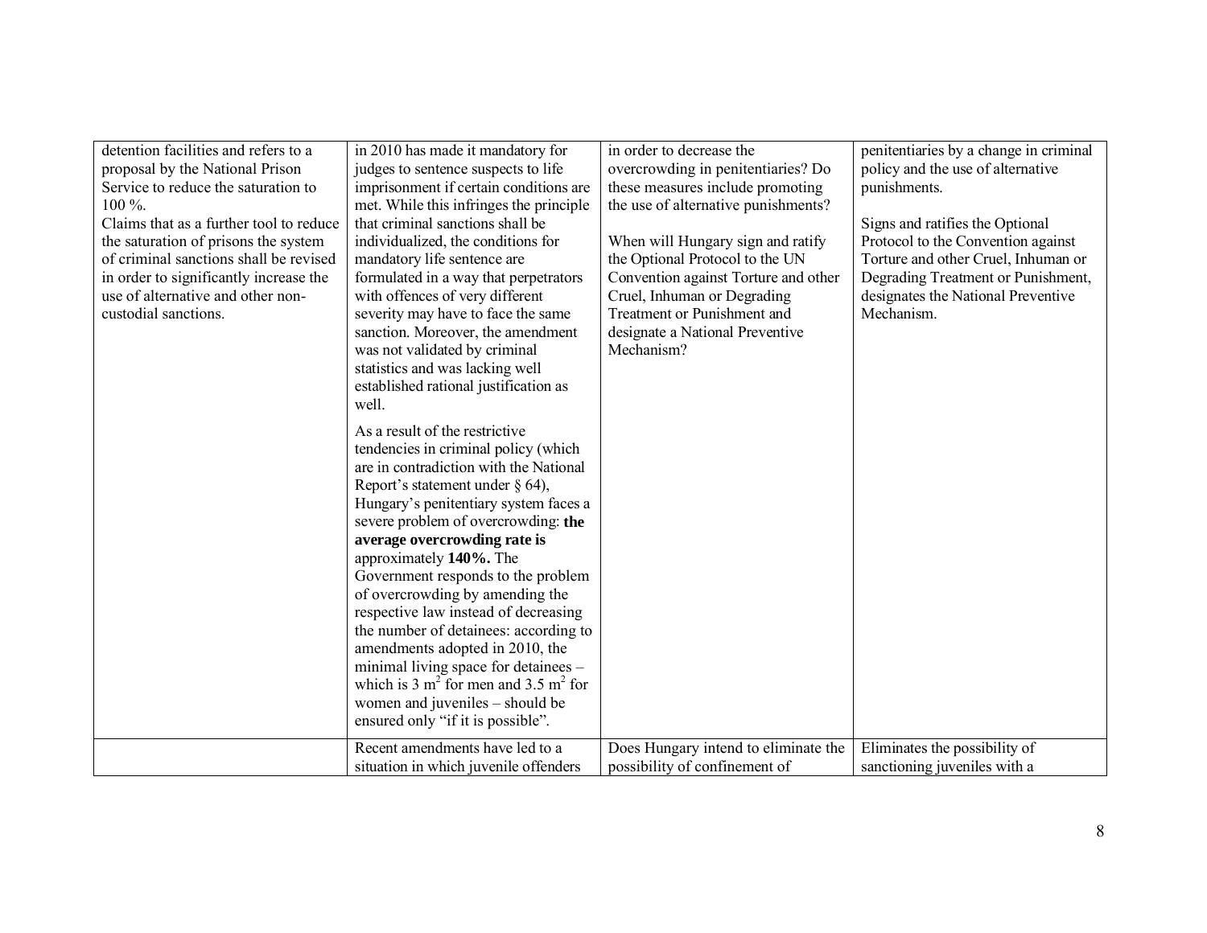| | | | |
|---|---|---|---|
| detention facilities and refers to a proposal by the National Prison Service to reduce the saturation to 100 %.<br>Claims that as a further tool to reduce the saturation of prisons the system of criminal sanctions shall be revised in order to significantly increase the use of alternative and other non-custodial sanctions. | in 2010 has made it mandatory for judges to sentence suspects to life imprisonment if certain conditions are met. While this infringes the principle that criminal sanctions shall be individualized, the conditions for mandatory life sentence are formulated in a way that perpetrators with offences of very different severity may have to face the same sanction. Moreover, the amendment was not validated by criminal statistics and was lacking well established rational justification as well.<br><br>As a result of the restrictive tendencies in criminal policy (which are in contradiction with the National Report's statement under § 64), Hungary's penitentiary system faces a severe problem of overcrowding: **the average overcrowding rate is** approximately **140%.** The Government responds to the problem of overcrowding by amending the respective law instead of decreasing the number of detainees: according to amendments adopted in 2010, the minimal living space for detainees – which is 3 $m^2$ for men and 3.5 $m^2$ for women and juveniles – should be ensured only "if it is possible". | in order to decrease the overcrowding in penitentiaries? Do these measures include promoting the use of alternative punishments?<br><br>When will Hungary sign and ratify the Optional Protocol to the UN Convention against Torture and other Cruel, Inhuman or Degrading Treatment or Punishment and designate a National Preventive Mechanism? | penitentiaries by a change in criminal policy and the use of alternative punishments.<br><br>Signs and ratifies the Optional Protocol to the Convention against Torture and other Cruel, Inhuman or Degrading Treatment or Punishment, designates the National Preventive Mechanism. |
| | Recent amendments have led to a situation in which juvenile offenders | Does Hungary intend to eliminate the possibility of confinement of | Eliminates the possibility of sanctioning juveniles with a |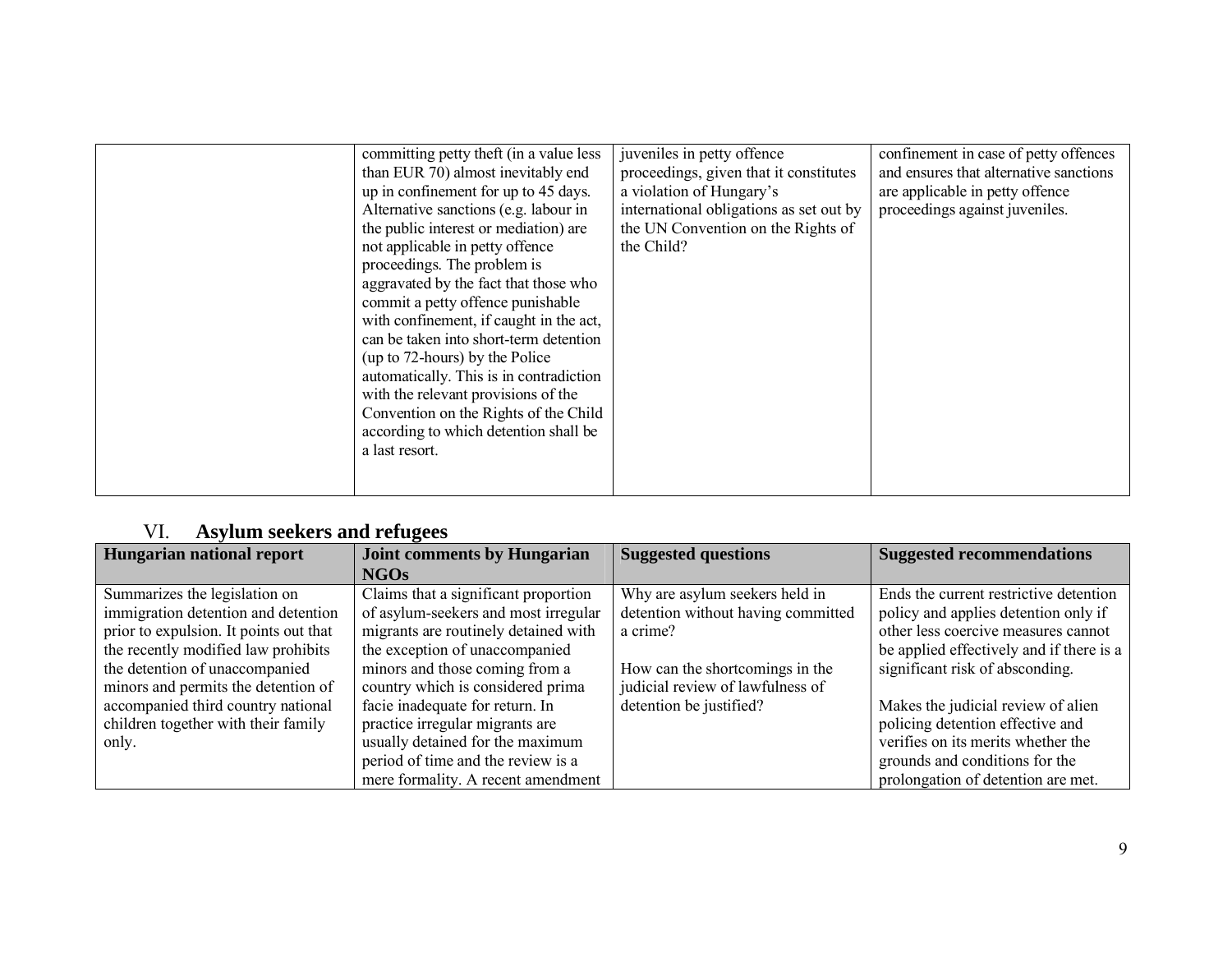| | | | |
|---|---|---|---|
| | committing petty theft (in a value less than EUR 70) almost inevitably end up in confinement for up to 45 days. Alternative sanctions (e.g. labour in the public interest or mediation) are not applicable in petty offence proceedings. The problem is aggravated by the fact that those who commit a petty offence punishable with confinement, if caught in the act, can be taken into short-term detention (up to 72-hours) by the Police automatically. This is in contradiction with the relevant provisions of the Convention on the Rights of the Child according to which detention shall be a last resort. | juveniles in petty offence proceedings, given that it constitutes a violation of Hungary's international obligations as set out by the UN Convention on the Rights of the Child? | confinement in case of petty offences and ensures that alternative sanctions are applicable in petty offence proceedings against juveniles. |

## VI. Asylum seekers and refugees

| Hungarian national report | Joint comments by Hungarian NGOs | Suggested questions | Suggested recommendations |
|---|---|---|---|
| Summarizes the legislation on immigration detention and detention prior to expulsion. It points out that the recently modified law prohibits the detention of unaccompanied minors and permits the detention of accompanied third country national children together with their family only. | Claims that a significant proportion of asylum-seekers and most irregular migrants are routinely detained with the exception of unaccompanied minors and those coming from a country which is considered prima facie inadequate for return. In practice irregular migrants are usually detained for the maximum period of time and the review is a mere formality. A recent amendment | Why are asylum seekers held in detention without having committed a crime?<br><br>How can the shortcomings in the judicial review of lawfulness of detention be justified? | Ends the current restrictive detention policy and applies detention only if other less coercive measures cannot be applied effectively and if there is a significant risk of absconding.<br><br>Makes the judicial review of alien policing detention effective and verifies on its merits whether the grounds and conditions for the prolongation of detention are met. |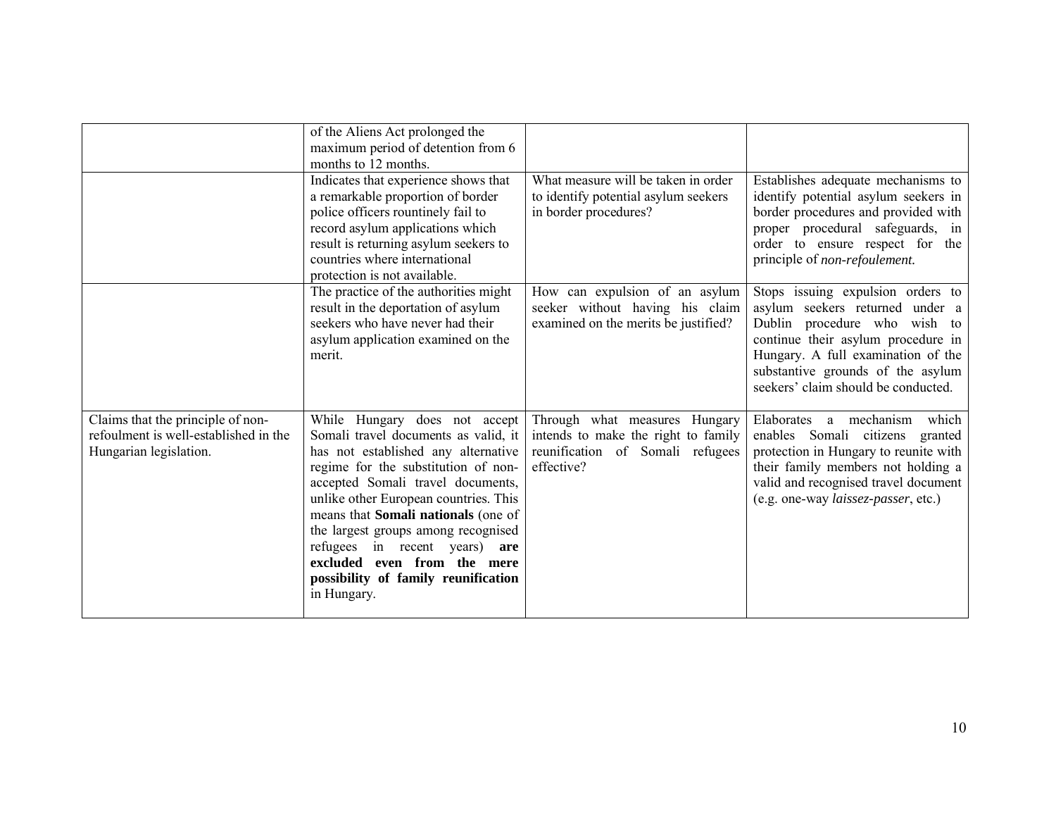| | | | |
|---|---|---|---|
| | of the Aliens Act prolonged the maximum period of detention from 6 months to 12 months. | | |
| | Indicates that experience shows that a remarkable proportion of border police officers rountinely fail to record asylum applications which result is returning asylum seekers to countries where international protection is not available. | What measure will be taken in order to identify potential asylum seekers in border procedures? | Establishes adequate mechanisms to identify potential asylum seekers in border procedures and provided with proper procedural safeguards, in order to ensure respect for the principle of *non-refoulement.* |
| | The practice of the authorities might result in the deportation of asylum seekers who have never had their asylum application examined on the merit. | How can expulsion of an asylum seeker without having his claim examined on the merits be justified? | Stops issuing expulsion orders to asylum seekers returned under a Dublin procedure who wish to continue their asylum procedure in Hungary. A full examination of the substantive grounds of the asylum seekers' claim should be conducted. |
| Claims that the principle of non-refoulment is well-established in the Hungarian legislation. | While Hungary does not accept Somali travel documents as valid, it has not established any alternative regime for the substitution of non-accepted Somali travel documents, unlike other European countries. This means that **Somali nationals** (one of the largest groups among recognised refugees in recent years) **are excluded even from the mere possibility of family reunification** in Hungary. | Through what measures Hungary intends to make the right to family reunification of Somali refugees effective? | Elaborates a mechanism which enables Somali citizens granted protection in Hungary to reunite with their family members not holding a valid and recognised travel document (e.g. one-way *laissez-passer*, etc.) |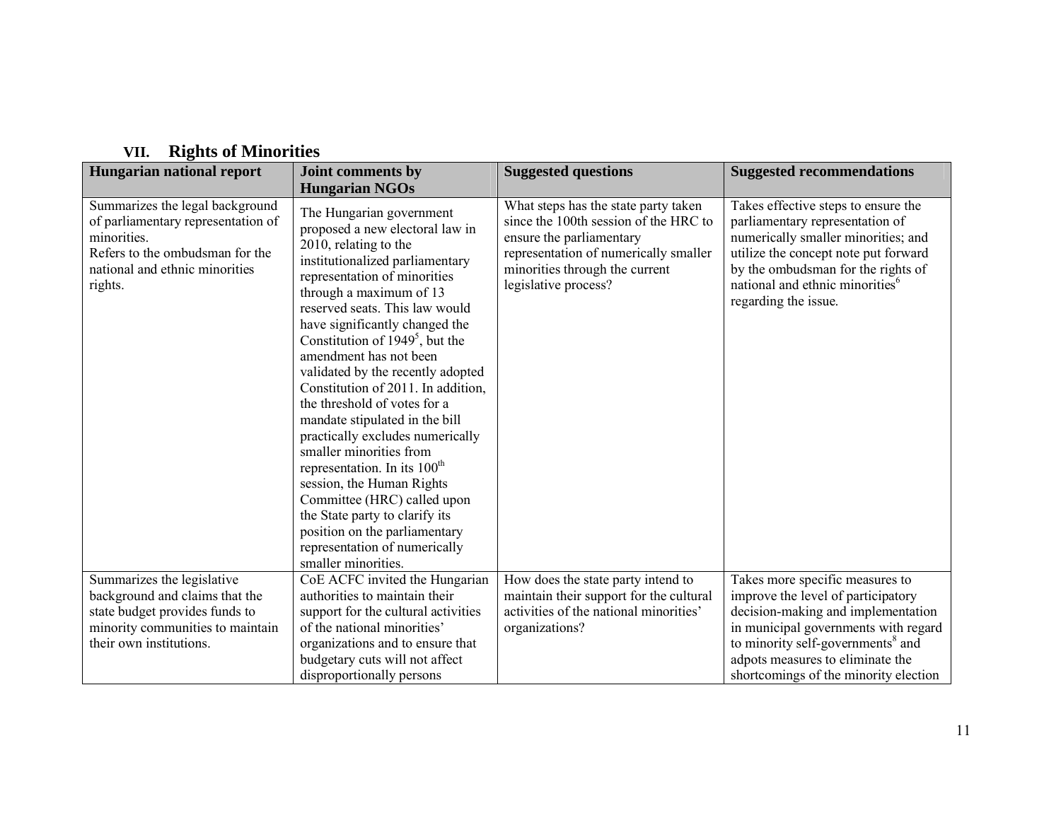## VII. Rights of Minorities

| Hungarian national report | Joint comments by Hungarian NGOs | Suggested questions | Suggested recommendations |
|---|---|---|---|
| Summarizes the legal background of parliamentary representation of minorities.<br>Refers to the ombudsman for the national and ethnic minorities rights. | The Hungarian government proposed a new electoral law in 2010, relating to the institutionalized parliamentary representation of minorities through a maximum of 13 reserved seats. This law would have significantly changed the Constitution of 1949[5], but the amendment has not been validated by the recently adopted Constitution of 2011. In addition, the threshold of votes for a mandate stipulated in the bill practically excludes numerically smaller minorities from representation. In its 100th session, the Human Rights Committee (HRC) called upon the State party to clarify its position on the parliamentary representation of numerically smaller minorities. | What steps has the state party taken since the 100th session of the HRC to ensure the parliamentary representation of numerically smaller minorities through the current legislative process? | Takes effective steps to ensure the parliamentary representation of numerically smaller minorities; and utilize the concept note put forward by the ombudsman for the rights of national and ethnic minorities[6] regarding the issue. |
| Summarizes the legislative background and claims that the state budget provides funds to minority communities to maintain their own institutions. | CoE ACFC invited the Hungarian authorities to maintain their support for the cultural activities of the national minorities' organizations and to ensure that budgetary cuts will not affect disproportionally persons | How does the state party intend to maintain their support for the cultural activities of the national minorities' organizations? | Takes more specific measures to improve the level of participatory decision-making and implementation in municipal governments with regard to minority self-governments[8] and adpots measures to eliminate the shortcomings of the minority election |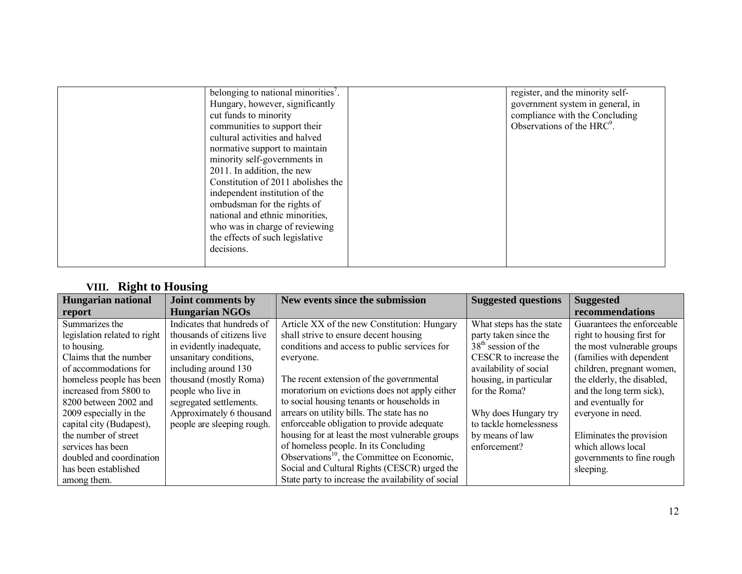| | belonging to national minorities[7]. Hungary, however, significantly cut funds to minority communities to support their cultural activities and halved normative support to maintain minority self-governments in 2011. In addition, the new Constitution of 2011 abolishes the independent institution of the ombudsman for the rights of national and ethnic minorities, who was in charge of reviewing the effects of such legislative decisions. | | register, and the minority self-government system in general, in compliance with the Concluding Observations of the HRC[9]. |
|---|---|---|---|

## VIII. Right to Housing

| Hungarian national report | Joint comments by Hungarian NGOs | New events since the submission | Suggested questions | Suggested recommendations |
|---|---|---|---|---|
| Summarizes the legislation related to right to housing.<br>Claims that the number of accommodations for homeless people has been increased from 5800 to 8200 between 2002 and 2009 especially in the capital city (Budapest), the number of street services has been doubled and coordination has been established among them. | Indicates that hundreds of thousands of citizens live in evidently inadequate, unsanitary conditions, including around 130 thousand (mostly Roma) people who live in segregated settlements. Approximately 6 thousand people are sleeping rough. | Article XX of the new Constitution: Hungary shall strive to ensure decent housing conditions and access to public services for everyone.<br><br>The recent extension of the governmental moratorium on evictions does not apply either to social housing tenants or households in arrears on utility bills. The state has no enforceable obligation to provide adequate housing for at least the most vulnerable groups of homeless people. In its Concluding Observations[10], the Committee on Economic, Social and Cultural Rights (CESCR) urged the State party to increase the availability of social | What steps has the state party taken since the 38[th] session of the CESCR to increase the availability of social housing, in particular for the Roma?<br><br>Why does Hungary try to tackle homelessness by means of law enforcement? | Guarantees the enforceable right to housing first for the most vulnerable groups (families with dependent children, pregnant women, the elderly, the disabled, and the long term sick), and eventually for everyone in need.<br><br>Eliminates the provision which allows local governments to fine rough sleeping. |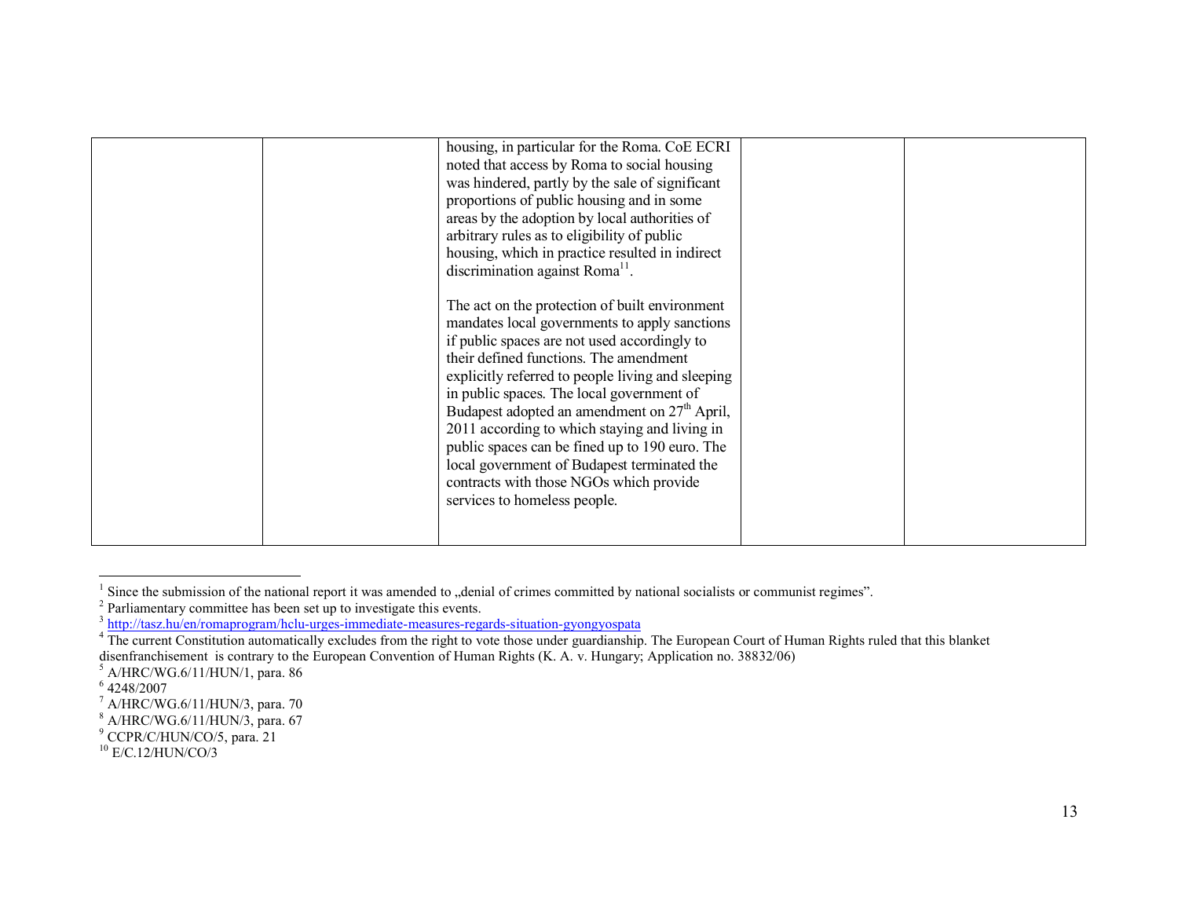| | | | | |
|---|---|---|---|---|
| | | housing, in particular for the Roma. CoE ECRI noted that access by Roma to social housing was hindered, partly by the sale of significant proportions of public housing and in some areas by the adoption by local authorities of arbitrary rules as to eligibility of public housing, which in practice resulted in indirect discrimination against Roma[11].<br><br>The act on the protection of built environment mandates local governments to apply sanctions if public spaces are not used accordingly to their defined functions. The amendment explicitly referred to people living and sleeping in public spaces. The local government of Budapest adopted an amendment on 27th April, 2011 according to which staying and living in public spaces can be fined up to 190 euro. The local government of Budapest terminated the contracts with those NGOs which provide services to homeless people. | | |

[1] Since the submission of the national report it was amended to „denial of crimes committed by national socialists or communist regimes".

[2] Parliamentary committee has been set up to investigate this events.

[3] http://tasz.hu/en/romaprogram/hclu-urges-immediate-measures-regards-situation-gyongyospata

[4] The current Constitution automatically excludes from the right to vote those under guardianship. The European Court of Human Rights ruled that this blanket disenfranchisement is contrary to the European Convention of Human Rights (K. A. v. Hungary; Application no. 38832/06)

[5] A/HRC/WG.6/11/HUN/1, para. 86

[6] 4248/2007

[7] A/HRC/WG.6/11/HUN/3, para. 70

[8] A/HRC/WG.6/11/HUN/3, para. 67

[9] CCPR/C/HUN/CO/5, para. 21

[10] E/C.12/HUN/CO/3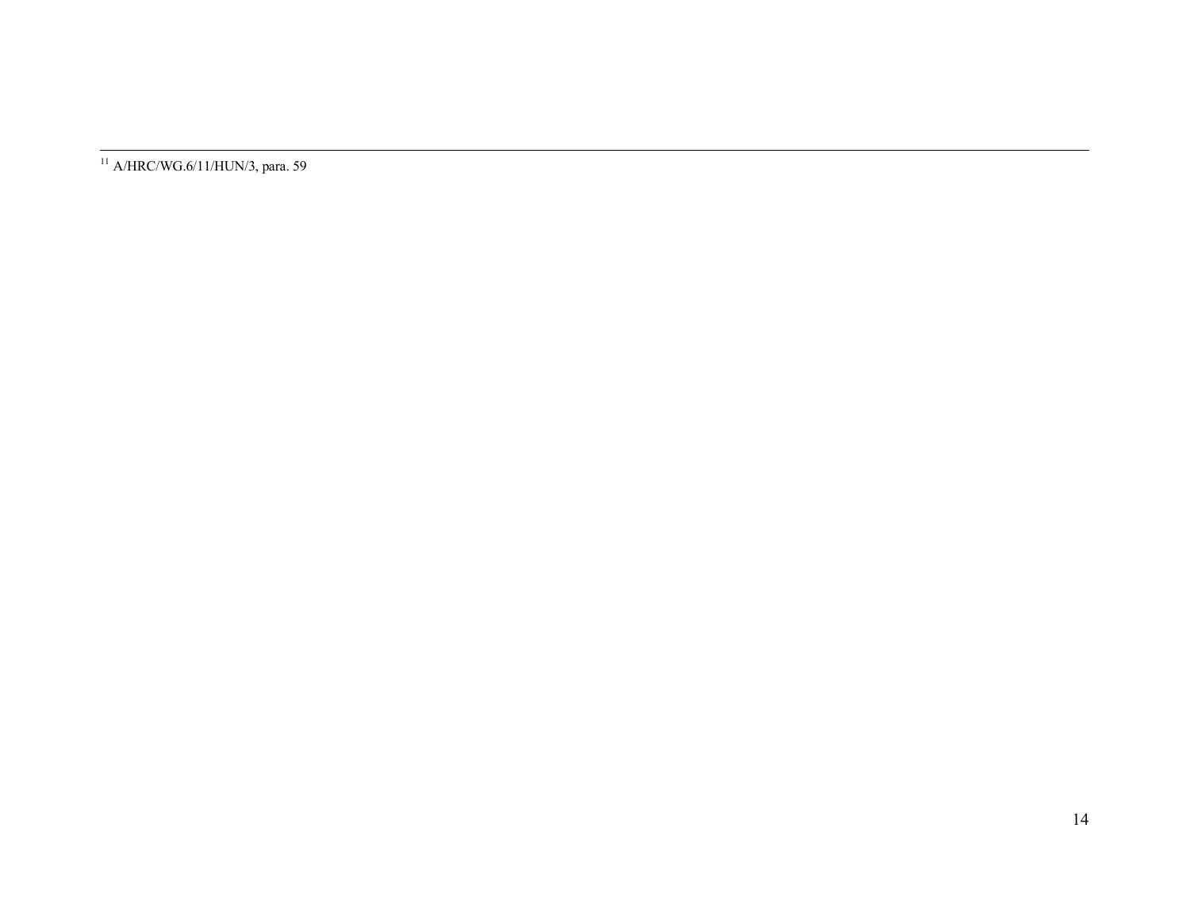[11] A/HRC/WG.6/11/HUN/3, para. 59